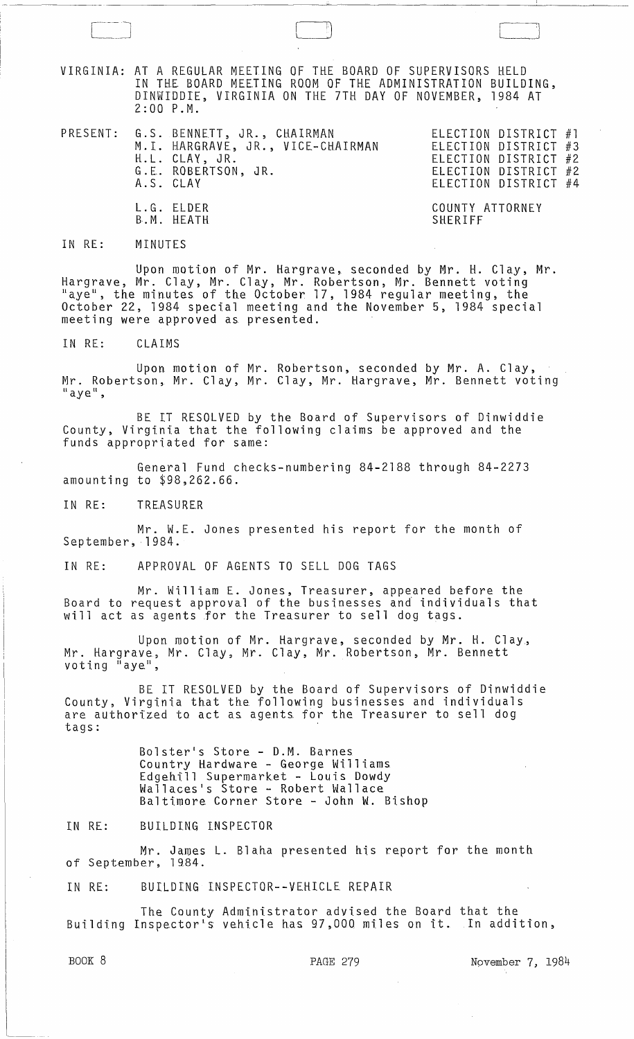VIRGINIA: AT A REGULAR MEETING OF THE BOARD OF SUPERVISORS HELD IN THE BOARD MEETING ROOM OF THE ADMINISTRATION BUILDING, DINWIDDIE, VIRGINIA ON THE 7TH DAY OF NOVEMBER, 1984 AT 2:00 P.M.

| PRESENT: | | |
|---|---|---|
| | G.S. BENNETT, JR., CHAIRMAN | ELECTION DISTRICT #1 |
| | M.I. HARGRAVE, JR., VICE-CHAIRMAN | ELECTION DISTRICT #3 |
| | H.L. CLAY, JR. | ELECTION DISTRICT #2 |
| | G.E. ROBERTSON, JR. | ELECTION DISTRICT #2 |
| | A.S. CLAY | ELECTION DISTRICT #4 |
| | L.G. ELDER | COUNTY ATTORNEY |
| | B.M. HEATH | SHERIFF |

IN RE: MINUTES

Upon motion of Mr. Hargrave, seconded by Mr. H. Clay, Mr. Hargrave, Mr. Clay, Mr. Clay, Mr. Robertson, Mr. Bennett voting "aye", the minutes of the October 17, 1984 regular meeting, the October 22, 1984 special meeting and the November 5, 1984 special meeting were approved as presented.

IN RE: CLAIMS

Upon motion of Mr. Robertson, seconded by Mr. A. Clay, Mr. Robertson, Mr. Clay, Mr. Clay, Mr. Hargrave, Mr. Bennett voting "aye",

BE IT RESOLVED by the Board of Supervisors of Dinwiddie County, Virginia that the following claims be approved and the funds appropriated for same:

General Fund checks-numbering 84-2188 through 84-2273 amounting to $98,262.66.

IN RE: TREASURER

Mr. W.E. Jones presented his report for the month of September, 1984.

IN RE: APPROVAL OF AGENTS TO SELL DOG TAGS

Mr. William E. Jones, Treasurer, appeared before the Board to request approval of the businesses and individuals that will act as agents for the Treasurer to sell dog tags.

Upon motion of Mr. Hargrave, seconded by Mr. H. Clay, Mr. Hargrave, Mr. Clay, Mr. Clay, Mr. Robertson, Mr. Bennett voting "aye",

BE IT RESOLVED by the Board of Supervisors of Dinwiddie County, Virginia that the following businesses and individuals are authorized to act as agents for the Treasurer to sell dog tags:

Bolster's Store - D.M. Barnes
Country Hardware - George Williams
Edgehill Supermarket - Louis Dowdy
Wallaces's Store - Robert Wallace
Baltimore Corner Store - John W. Bishop

IN RE: BUILDING INSPECTOR

Mr. James L. Blaha presented his report for the month of September, 1984.

IN RE: BUILDING INSPECTOR--VEHICLE REPAIR

The County Administrator advised the Board that the Building Inspector's vehicle has 97,000 miles on it. In addition,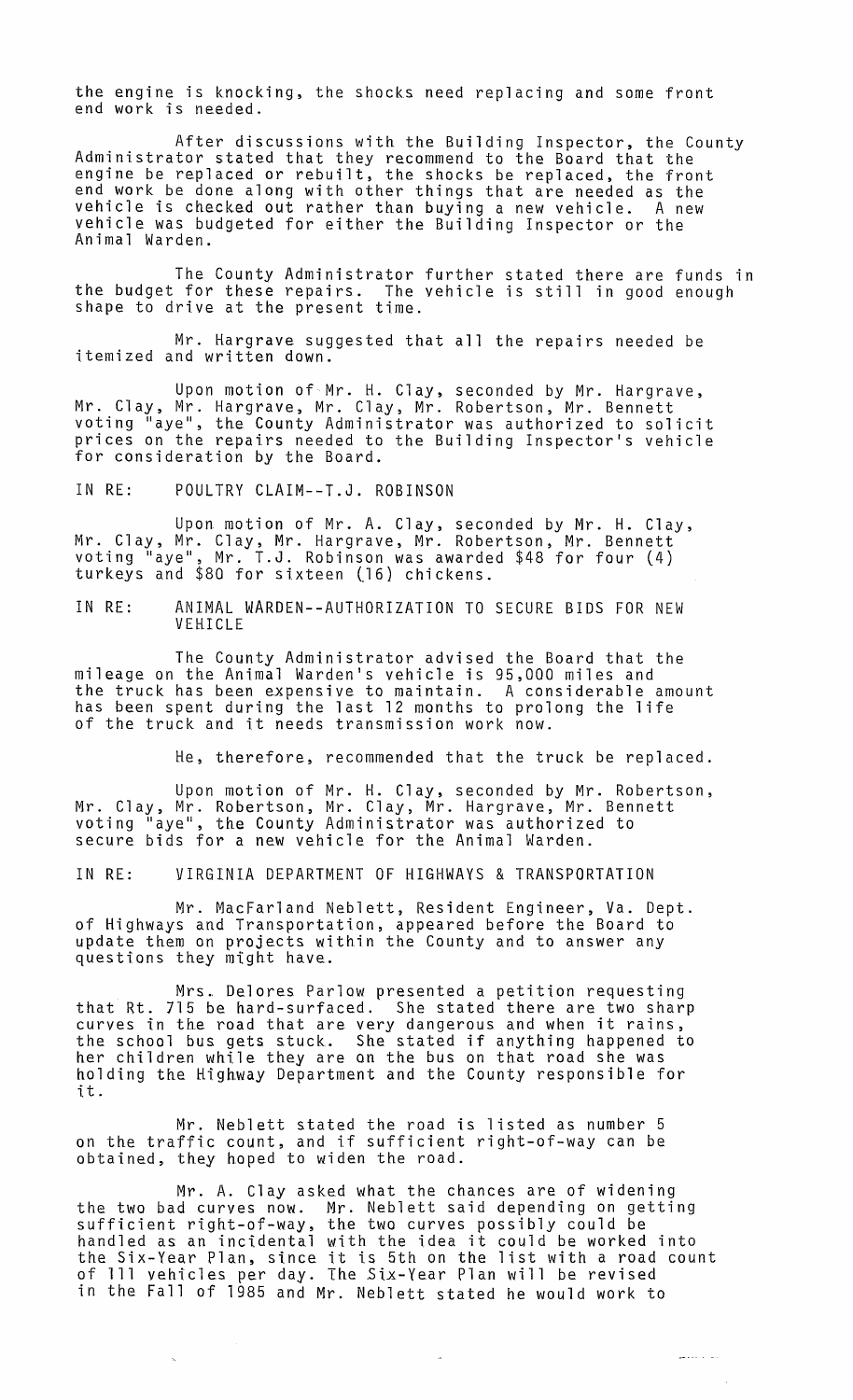the engine is knocking, the shocks need replacing and some front end work is needed.

After discussions with the Building Inspector, the County Administrator stated that they recommend to the Board that the engine be replaced or rebuilt, the shocks be replaced, the front end work be done along with other things that are needed as the vehicle is checked out rather than buying a new vehicle. A new vehicle was budgeted for either the Building Inspector or the Animal Warden.

The County Administrator further stated there are funds in the budget for these repairs. The vehicle is still in good enough shape to drive at the present time.

Mr. Hargrave suggested that all the repairs needed be itemized and written down.

Upon motion of Mr. H. Clay, seconded by Mr. Hargrave, Mr. Clay, Mr. Hargrave, Mr. Clay, Mr. Robertson, Mr. Bennett voting "aye", the County Administrator was authorized to solicit prices on the repairs needed to the Building Inspector's vehicle for consideration by the Board.

IN RE: POULTRY CLAIM--T.J. ROBINSON

Upon motion of Mr. A. Clay, seconded by Mr. H. Clay, Mr. Clay, Mr. Clay, Mr. Hargrave, Mr. Robertson, Mr. Bennett voting "aye", Mr. T.J. Robinson was awarded $48 for four (4) turkeys and $80 for sixteen (16) chickens.

IN RE: ANIMAL WARDEN--AUTHORIZATION TO SECURE BIDS FOR NEW VEHICLE

The County Administrator advised the Board that the mileage on the Animal Warden's vehicle is 95,000 miles and the truck has been expensive to maintain. A considerable amount has been spent during the last 12 months to prolong the life of the truck and it needs transmission work now.

He, therefore, recommended that the truck be replaced.

Upon motion of Mr. H. Clay, seconded by Mr. Robertson, Mr. Clay, Mr. Robertson, Mr. Clay, Mr. Hargrave, Mr. Bennett voting "aye", the County Administrator was authorized to secure bids for a new vehicle for the Animal Warden.

IN RE: VIRGINIA DEPARTMENT OF HIGHWAYS & TRANSPORTATION

Mr. MacFarland Neblett, Resident Engineer, Va. Dept. of Highways and Transportation, appeared before the Board to update them on projects within the County and to answer any questions they might have.

Mrs. Delores Parlow presented a petition requesting that Rt. 715 be hard-surfaced. She stated there are two sharp curves in the road that are very dangerous and when it rains, the school bus gets stuck. She stated if anything happened to her children while they are on the bus on that road she was holding the Highway Department and the County responsible for it.

Mr. Neblett stated the road is listed as number 5 on the traffic count, and if sufficient right-of-way can be obtained, they hoped to widen the road.

Mr. A. Clay asked what the chances are of widening the two bad curves now. Mr. Neblett said depending on getting sufficient right-of-way, the two curves possibly could be handled as an incidental with the idea it could be worked into the Six-Year Plan, since it is 5th on the list with a road count of 111 vehicles per day. The Six-Year Plan will be revised in the Fall of 1985 and Mr. Neblett stated he would work to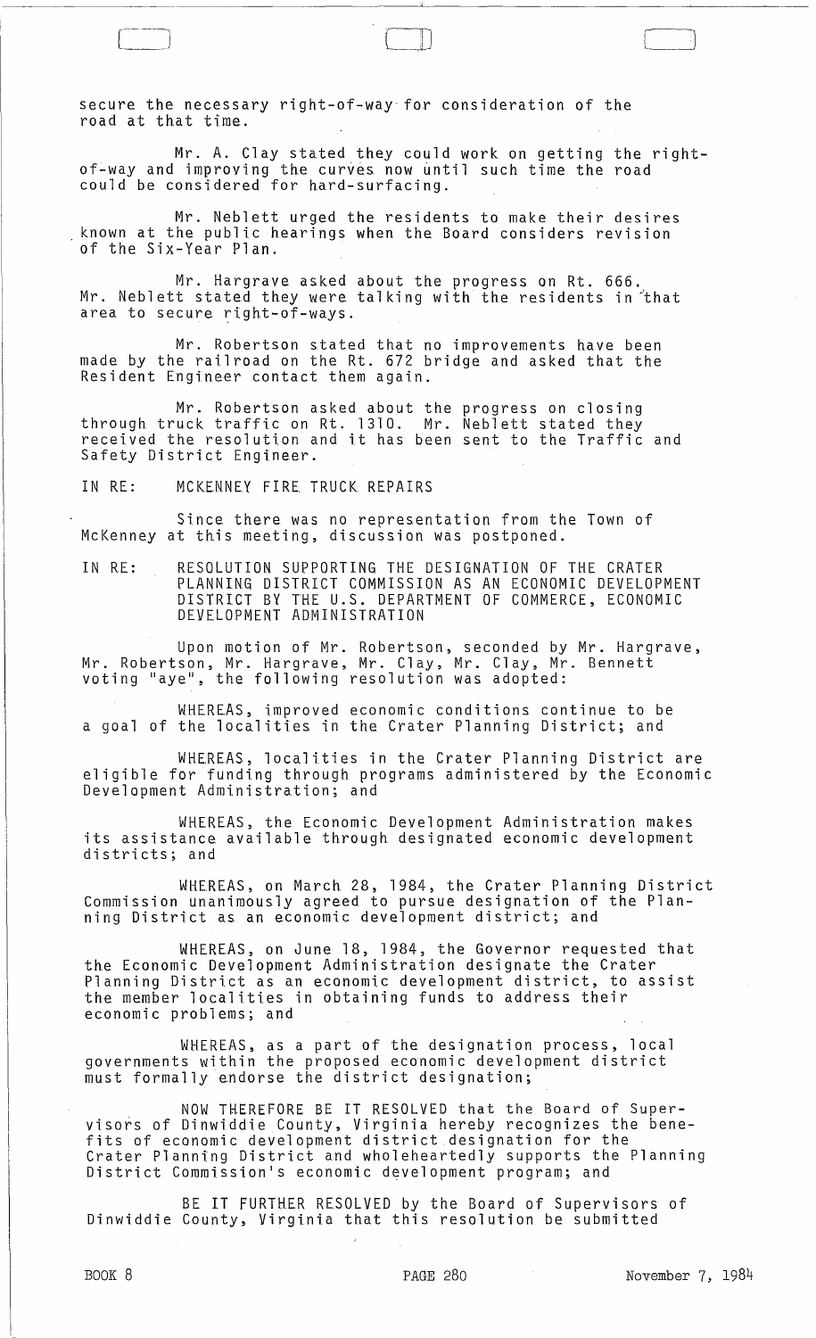secure the necessary right-of-way for consideration of the road at that time.

Mr. A. Clay stated they could work on getting the right-of-way and improving the curves now until such time the road could be considered for hard-surfacing.

Mr. Neblett urged the residents to make their desires known at the public hearings when the Board considers revision of the Six-Year Plan.

Mr. Hargrave asked about the progress on Rt. 666. Mr. Neblett stated they were talking with the residents in that area to secure right-of-ways.

Mr. Robertson stated that no improvements have been made by the railroad on the Rt. 672 bridge and asked that the Resident Engineer contact them again.

Mr. Robertson asked about the progress on closing through truck traffic on Rt. 1310. Mr. Neblett stated they received the resolution and it has been sent to the Traffic and Safety District Engineer.

IN RE: MCKENNEY FIRE TRUCK REPAIRS

Since there was no representation from the Town of McKenney at this meeting, discussion was postponed.

IN RE: RESOLUTION SUPPORTING THE DESIGNATION OF THE CRATER PLANNING DISTRICT COMMISSION AS AN ECONOMIC DEVELOPMENT DISTRICT BY THE U.S. DEPARTMENT OF COMMERCE, ECONOMIC DEVELOPMENT ADMINISTRATION

Upon motion of Mr. Robertson, seconded by Mr. Hargrave, Mr. Robertson, Mr. Hargrave, Mr. Clay, Mr. Clay, Mr. Bennett voting "aye", the following resolution was adopted:

WHEREAS, improved economic conditions continue to be a goal of the localities in the Crater Planning District; and

WHEREAS, localities in the Crater Planning District are eligible for funding through programs administered by the Economic Development Administration; and

WHEREAS, the Economic Development Administration makes its assistance available through designated economic development districts; and

WHEREAS, on March 28, 1984, the Crater Planning District Commission unanimously agreed to pursue designation of the Planning District as an economic development district; and

WHEREAS, on June 18, 1984, the Governor requested that the Economic Development Administration designate the Crater Planning District as an economic development district, to assist the member localities in obtaining funds to address their economic problems; and

WHEREAS, as a part of the designation process, local governments within the proposed economic development district must formally endorse the district designation;

NOW THEREFORE BE IT RESOLVED that the Board of Supervisors of Dinwiddie County, Virginia hereby recognizes the benefits of economic development district designation for the Crater Planning District and wholeheartedly supports the Planning District Commission's economic development program; and

BE IT FURTHER RESOLVED by the Board of Supervisors of Dinwiddie County, Virginia that this resolution be submitted

BOOK 8 PAGE 280 November 7, 1984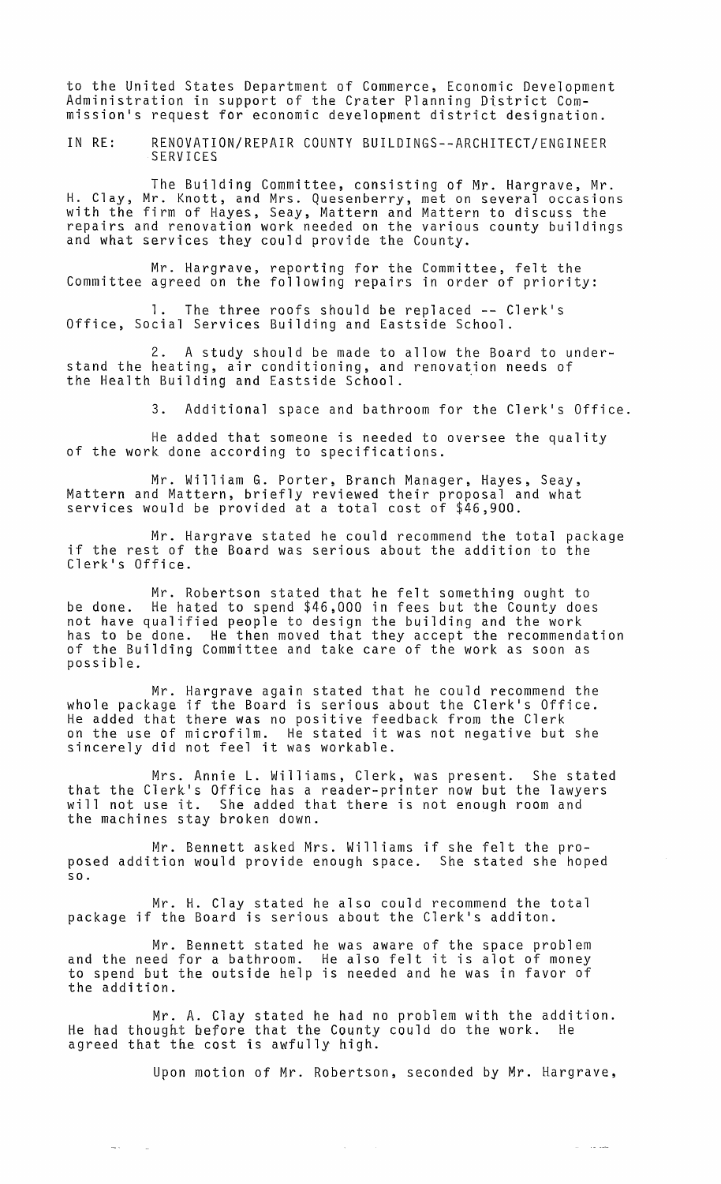to the United States Department of Commerce, Economic Development Administration in support of the Crater Planning District Commission's request for economic development district designation.

IN RE: RENOVATION/REPAIR COUNTY BUILDINGS--ARCHITECT/ENGINEER SERVICES

The Building Committee, consisting of Mr. Hargrave, Mr. H. Clay, Mr. Knott, and Mrs. Quesenberry, met on several occasions with the firm of Hayes, Seay, Mattern and Mattern to discuss the repairs and renovation work needed on the various county buildings and what services they could provide the County.

Mr. Hargrave, reporting for the Committee, felt the Committee agreed on the following repairs in order of priority:

1. The three roofs should be replaced -- Clerk's Office, Social Services Building and Eastside School.

2. A study should be made to allow the Board to understand the heating, air conditioning, and renovation needs of the Health Building and Eastside School.

3. Additional space and bathroom for the Clerk's Office.

He added that someone is needed to oversee the quality of the work done according to specifications.

Mr. William G. Porter, Branch Manager, Hayes, Seay, Mattern and Mattern, briefly reviewed their proposal and what services would be provided at a total cost of $46,900.

Mr. Hargrave stated he could recommend the total package if the rest of the Board was serious about the addition to the Clerk's Office.

Mr. Robertson stated that he felt something ought to be done. He hated to spend $46,000 in fees but the County does not have qualified people to design the building and the work has to be done. He then moved that they accept the recommendation of the Building Committee and take care of the work as soon as possible.

Mr. Hargrave again stated that he could recommend the whole package if the Board is serious about the Clerk's Office. He added that there was no positive feedback from the Clerk on the use of microfilm. He stated it was not negative but she sincerely did not feel it was workable.

Mrs. Annie L. Williams, Clerk, was present. She stated that the Clerk's Office has a reader-printer now but the lawyers will not use it. She added that there is not enough room and the machines stay broken down.

Mr. Bennett asked Mrs. Williams if she felt the proposed addition would provide enough space. She stated she hoped so.

Mr. H. Clay stated he also could recommend the total package if the Board is serious about the Clerk's additon.

Mr. Bennett stated he was aware of the space problem and the need for a bathroom. He also felt it is alot of money to spend but the outside help is needed and he was in favor of the addition.

Mr. A. Clay stated he had no problem with the addition. He had thought before that the County could do the work. He agreed that the cost is awfully high.

Upon motion of Mr. Robertson, seconded by Mr. Hargrave,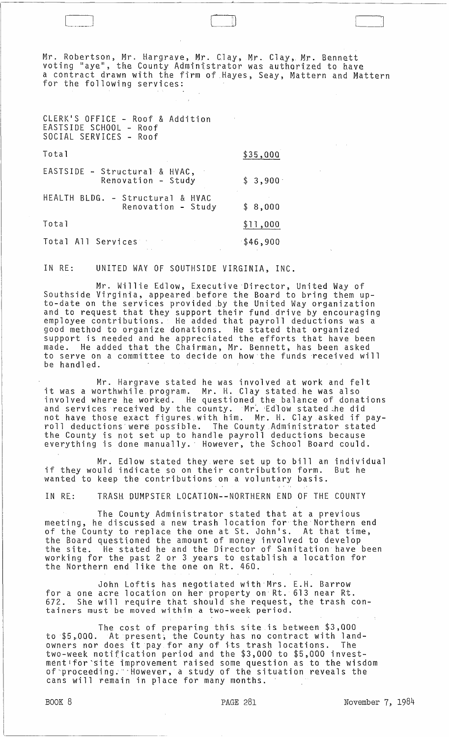Mr. Robertson, Mr. Hargrave, Mr. Clay, Mr. Clay, Mr. Bennett voting "aye", the County Administrator was authorized to have a contract drawn with the firm of Hayes, Seay, Mattern and Mattern for the following services:

| | |
|---|---|
| CLERK'S OFFICE - Roof & Addition<br>EASTSIDE SCHOOL - Roof<br>SOCIAL SERVICES - Roof | |
| Total | $35,000 |
| EASTSIDE - Structural & HVAC, Renovation - Study | $ 3,900 |
| HEALTH BLDG. - Structural & HVAC Renovation - Study | $ 8,000 |
| Total | $11,000 |
| Total All Services | $46,900 |

IN RE: UNITED WAY OF SOUTHSIDE VIRGINIA, INC.

Mr. Willie Edlow, Executive Director, United Way of Southside Virginia, appeared before the Board to bring them up-to-date on the services provided by the United Way organization and to request that they support their fund drive by encouraging employee contributions. He added that payroll deductions was a good method to organize donations. He stated that organized support is needed and he appreciated the efforts that have been made. He added that the Chairman, Mr. Bennett, has been asked to serve on a committee to decide on how the funds received will be handled.

Mr. Hargrave stated he was involved at work and felt it was a worthwhile program. Mr. H. Clay stated he was also involved where he worked. He questioned the balance of donations and services received by the county. Mr. Edlow stated he did not have those exact figures with him. Mr. H. Clay asked if payroll deductions were possible. The County Administrator stated the County is not set up to handle payroll deductions because everything is done manually. However, the School Board could.

Mr. Edlow stated they were set up to bill an individual if they would indicate so on their contribution form. But he wanted to keep the contributions on a voluntary basis.

IN RE: TRASH DUMPSTER LOCATION--NORTHERN END OF THE COUNTY

The County Administrator stated that at a previous meeting, he discussed a new trash location for the Northern end of the County to replace the one at St. John's. At that time, the Board questioned the amount of money involved to develop the site. He stated he and the Director of Sanitation have been working for the past 2 or 3 years to establish a location for the Northern end like the one on Rt. 460.

John Loftis has negotiated with Mrs. E.H. Barrow for a one acre location on her property on Rt. 613 near Rt. 672. She will require that should she request, the trash containers must be moved within a two-week period.

The cost of preparing this site is between $3,000 to $5,000. At present, the County has no contract with landowners nor does it pay for any of its trash locations. The two-week notification period and the $3,000 to $5,000 investment for site improvement raised some question as to the wisdom of proceeding. However, a study of the situation reveals the cans will remain in place for many months.

BOOK 8 PAGE 281 November 7, 1984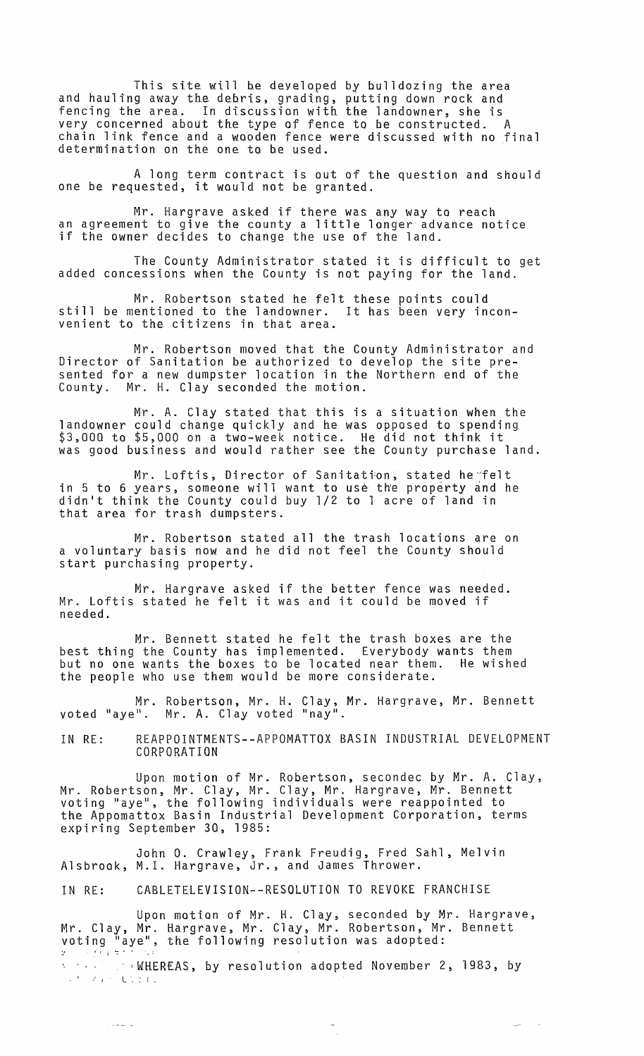This site will be developed by bulldozing the area and hauling away the debris, grading, putting down rock and fencing the area. In discussion with the landowner, she is very concerned about the type of fence to be constructed. A chain link fence and a wooden fence were discussed with no final determination on the one to be used.

A long term contract is out of the question and should one be requested, it would not be granted.

Mr. Hargrave asked if there was any way to reach an agreement to give the county a little longer advance notice if the owner decides to change the use of the land.

The County Administrator stated it is difficult to get added concessions when the County is not paying for the land.

Mr. Robertson stated he felt these points could still be mentioned to the landowner. It has been very inconvenient to the citizens in that area.

Mr. Robertson moved that the County Administrator and Director of Sanitation be authorized to develop the site presented for a new dumpster location in the Northern end of the County. Mr. H. Clay seconded the motion.

Mr. A. Clay stated that this is a situation when the landowner could change quickly and he was opposed to spending \$3,000 to \$5,000 on a two-week notice. He did not think it was good business and would rather see the County purchase land.

Mr. Loftis, Director of Sanitation, stated he felt in 5 to 6 years, someone will want to use the property and he didn't think the County could buy 1/2 to 1 acre of land in that area for trash dumpsters.

Mr. Robertson stated all the trash locations are on a voluntary basis now and he did not feel the County should start purchasing property.

Mr. Hargrave asked if the better fence was needed. Mr. Loftis stated he felt it was and it could be moved if needed.

Mr. Bennett stated he felt the trash boxes are the best thing the County has implemented. Everybody wants them but no one wants the boxes to be located near them. He wished the people who use them would be more considerate.

Mr. Robertson, Mr. H. Clay, Mr. Hargrave, Mr. Bennett voted "aye". Mr. A. Clay voted "nay".

IN RE: REAPPOINTMENTS--APPOMATTOX BASIN INDUSTRIAL DEVELOPMENT CORPORATION

Upon motion of Mr. Robertson, secondec by Mr. A. Clay, Mr. Robertson, Mr. Clay, Mr. Clay, Mr. Hargrave, Mr. Bennett voting "aye", the following individuals were reappointed to the Appomattox Basin Industrial Development Corporation, terms expiring September 30, 1985:

John O. Crawley, Frank Freudig, Fred Sahl, Melvin Alsbrook, M.I. Hargrave, Jr., and James Thrower.

IN RE: CABLETELEVISION--RESOLUTION TO REVOKE FRANCHISE

Upon motion of Mr. H. Clay, seconded by Mr. Hargrave, Mr. Clay, Mr. Hargrave, Mr. Clay, Mr. Robertson, Mr. Bennett voting "aye", the following resolution was adopted:

WHEREAS, by resolution adopted November 2, 1983, by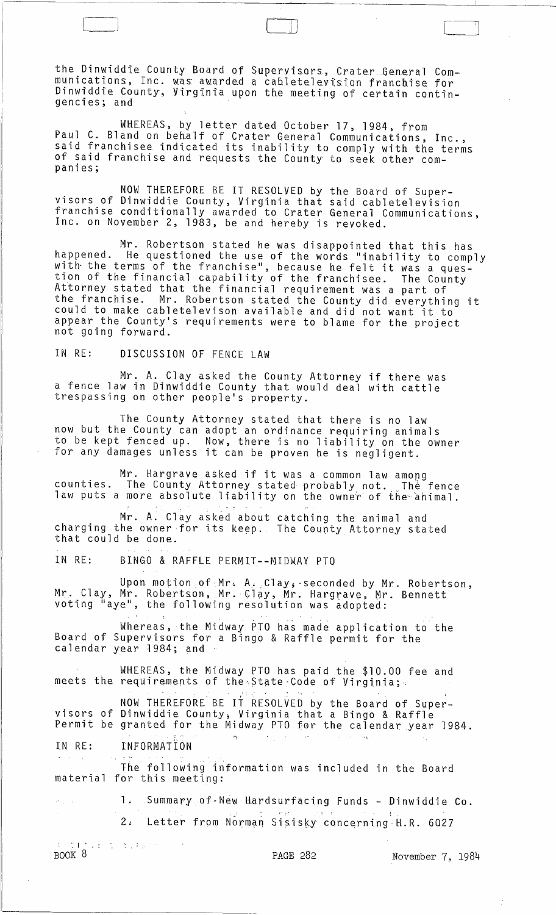the Dinwiddie County Board of Supervisors, Crater General Communications, Inc. was awarded a cabletelevision franchise for Dinwiddie County, Virginia upon the meeting of certain contingencies; and

WHEREAS, by letter dated October 17, 1984, from Paul C. Bland on behalf of Crater General Communications, Inc., said franchisee indicated its inability to comply with the terms of said franchise and requests the County to seek other companies;

NOW THEREFORE BE IT RESOLVED by the Board of Supervisors of Dinwiddie County, Virginia that said cabletelevision franchise conditionally awarded to Crater General Communications, Inc. on November 2, 1983, be and hereby is revoked.

Mr. Robertson stated he was disappointed that this has happened. He questioned the use of the words "inability to comply with the terms of the franchise", because he felt it was a question of the financial capability of the franchisee. The County Attorney stated that the financial requirement was a part of the franchise. Mr. Robertson stated the County did everything it could to make cabletelevison available and did not want it to appear the County's requirements were to blame for the project not going forward.

IN RE: DISCUSSION OF FENCE LAW

Mr. A. Clay asked the County Attorney if there was a fence law in Dinwiddie County that would deal with cattle trespassing on other people's property.

The County Attorney stated that there is no law now but the County can adopt an ordinance requiring animals to be kept fenced up. Now, there is no liability on the owner for any damages unless it can be proven he is negligent.

Mr. Hargrave asked if it was a common law among counties. The County Attorney stated probably not. The fence law puts a more absolute liability on the owner of the animal.

Mr. A. Clay asked about catching the animal and charging the owner for its keep. The County Attorney stated that could be done.

IN RE: BINGO & RAFFLE PERMIT--MIDWAY PTO

Upon motion of Mr. A. Clay, seconded by Mr. Robertson, Mr. Clay, Mr. Robertson, Mr. Clay, Mr. Hargrave, Mr. Bennett voting "aye", the following resolution was adopted:

Whereas, the Midway PTO has made application to the Board of Supervisors for a Bingo & Raffle permit for the calendar year 1984; and

WHEREAS, the Midway PTO has paid the $10.00 fee and meets the requirements of the State Code of Virginia;

NOW THEREFORE BE IT RESOLVED by the Board of Supervisors of Dinwiddie County, Virginia that a Bingo & Raffle Permit be granted for the Midway PTO for the calendar year 1984.

IN RE: INFORMATION

The following information was included in the Board material for this meeting:

1. Summary of New Hardsurfacing Funds - Dinwiddie Co.
2. Letter from Norman Sisisky concerning H.R. 6027

BOOK 8 PAGE 282 November 7, 1984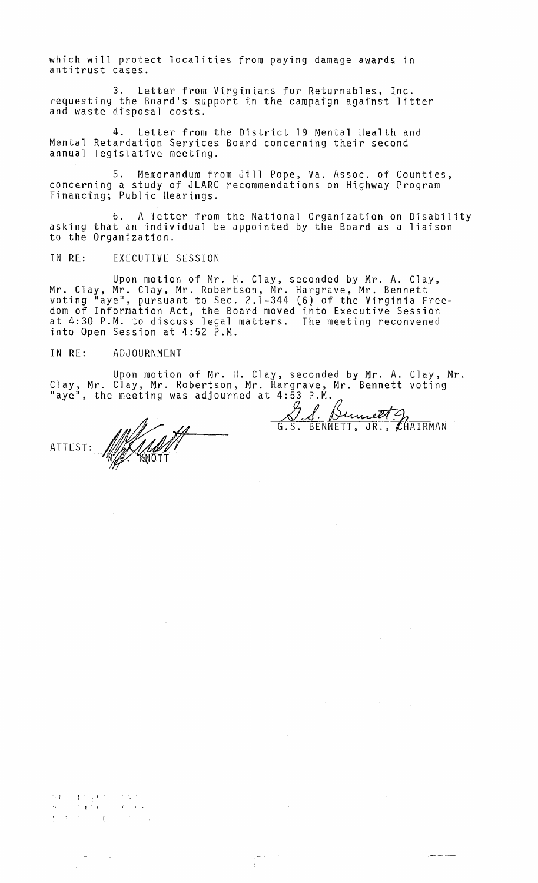which will protect localities from paying damage awards in antitrust cases.

3. Letter from Virginians for Returnables, Inc. requesting the Board's support in the campaign against litter and waste disposal costs.

4. Letter from the District 19 Mental Health and Mental Retardation Services Board concerning their second annual legislative meeting.

5. Memorandum from Jill Pope, Va. Assoc. of Counties, concerning a study of JLARC recommendations on Highway Program Financing; Public Hearings.

6. A letter from the National Organization on Disability asking that an individual be appointed by the Board as a liaison to the Organization.

IN RE: EXECUTIVE SESSION

Upon motion of Mr. H. Clay, seconded by Mr. A. Clay, Mr. Clay, Mr. Clay, Mr. Robertson, Mr. Hargrave, Mr. Bennett voting "aye", pursuant to Sec. 2.1-344 (6) of the Virginia Freedom of Information Act, the Board moved into Executive Session at 4:30 P.M. to discuss legal matters. The meeting reconvened into Open Session at 4:52 P.M.

IN RE: ADJOURNMENT

Upon motion of Mr. H. Clay, seconded by Mr. A. Clay, Mr. Clay, Mr. Clay, Mr. Robertson, Mr. Hargrave, Mr. Bennett voting "aye", the meeting was adjourned at 4:53 P.M.

G.S. BENNETT, JR., CHAIRMAN

ATTEST: W.E. KNOTT